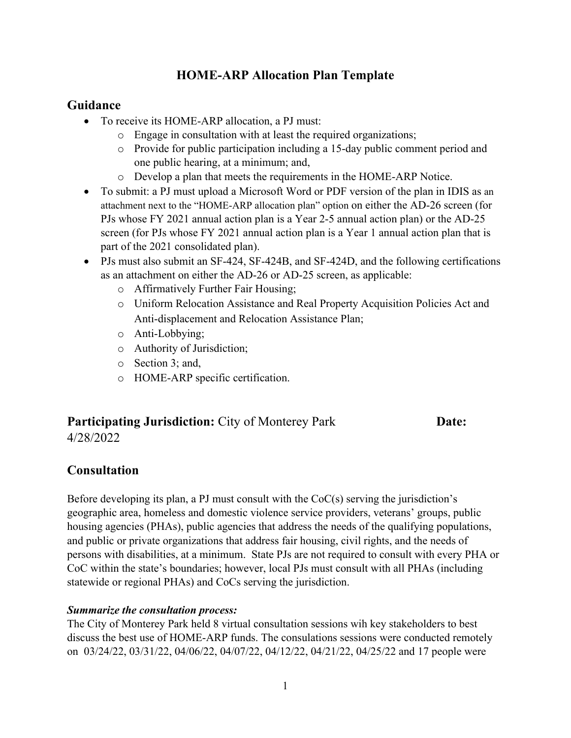# HOME-ARP Allocation Plan Template

## Guidance

- To receive its HOME-ARP allocation, a PJ must:
  - Engage in consultation with at least the required organizations;
  - Provide for public participation including a 15-day public comment period and one public hearing, at a minimum; and,
  - Develop a plan that meets the requirements in the HOME-ARP Notice.
- To submit: a PJ must upload a Microsoft Word or PDF version of the plan in IDIS as an attachment next to the "HOME-ARP allocation plan" option on either the AD-26 screen (for PJs whose FY 2021 annual action plan is a Year 2-5 annual action plan) or the AD-25 screen (for PJs whose FY 2021 annual action plan is a Year 1 annual action plan that is part of the 2021 consolidated plan).
- PJs must also submit an SF-424, SF-424B, and SF-424D, and the following certifications as an attachment on either the AD-26 or AD-25 screen, as applicable:
  - Affirmatively Further Fair Housing;
  - Uniform Relocation Assistance and Real Property Acquisition Policies Act and Anti-displacement and Relocation Assistance Plan;
  - Anti-Lobbying;
  - Authority of Jurisdiction;
  - Section 3; and,
  - HOME-ARP specific certification.

## Participating Jurisdiction: City of Monterey Park **Date:** 4/28/2022

## Consultation

Before developing its plan, a PJ must consult with the CoC(s) serving the jurisdiction's geographic area, homeless and domestic violence service providers, veterans' groups, public housing agencies (PHAs), public agencies that address the needs of the qualifying populations, and public or private organizations that address fair housing, civil rights, and the needs of persons with disabilities, at a minimum. State PJs are not required to consult with every PHA or CoC within the state's boundaries; however, local PJs must consult with all PHAs (including statewide or regional PHAs) and CoCs serving the jurisdiction.

***Summarize the consultation process:***

The City of Monterey Park held 8 virtual consultation sessions wih key stakeholders to best discuss the best use of HOME-ARP funds. The consulations sessions were conducted remotely on 03/24/22, 03/31/22, 04/06/22, 04/07/22, 04/12/22, 04/21/22, 04/25/22 and 17 people were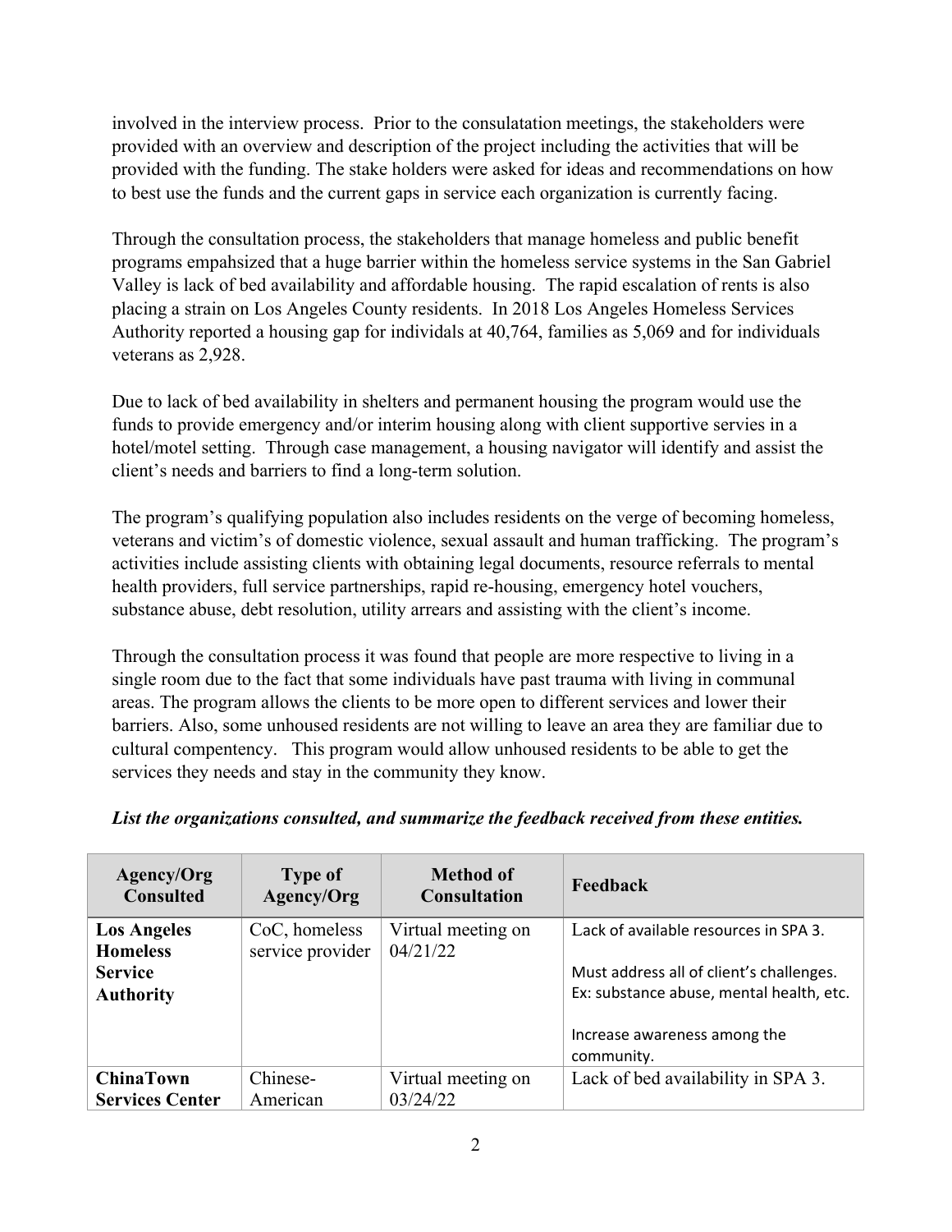involved in the interview process. Prior to the consulatation meetings, the stakeholders were provided with an overview and description of the project including the activities that will be provided with the funding. The stake holders were asked for ideas and recommendations on how to best use the funds and the current gaps in service each organization is currently facing.

Through the consultation process, the stakeholders that manage homeless and public benefit programs empahsized that a huge barrier within the homeless service systems in the San Gabriel Valley is lack of bed availability and affordable housing. The rapid escalation of rents is also placing a strain on Los Angeles County residents. In 2018 Los Angeles Homeless Services Authority reported a housing gap for individuals at 40,764, families as 5,069 and for individuals veterans as 2,928.

Due to lack of bed availability in shelters and permanent housing the program would use the funds to provide emergency and/or interim housing along with client supportive servies in a hotel/motel setting. Through case management, a housing navigator will identify and assist the client's needs and barriers to find a long-term solution.

The program's qualifying population also includes residents on the verge of becoming homeless, veterans and victim's of domestic violence, sexual assault and human trafficking. The program's activities include assisting clients with obtaining legal documents, resource referrals to mental health providers, full service partnerships, rapid re-housing, emergency hotel vouchers, substance abuse, debt resolution, utility arrears and assisting with the client's income.

Through the consultation process it was found that people are more respective to living in a single room due to the fact that some individuals have past trauma with living in communal areas. The program allows the clients to be more open to different services and lower their barriers. Also, some unhoused residents are not willing to leave an area they are familiar due to cultural compentency. This program would allow unhoused residents to be able to get the services they needs and stay in the community they know.

***List the organizations consulted, and summarize the feedback received from these entities.***

| Agency/Org Consulted | Type of Agency/Org | Method of Consultation | Feedback |
|---|---|---|---|
| **Los Angeles Homeless Service Authority** | CoC, homeless service provider | Virtual meeting on 04/21/22 | Lack of available resources in SPA 3.<br><br>Must address all of client's challenges. Ex: substance abuse, mental health, etc.<br><br>Increase awareness among the community. |
| **ChinaTown Services Center** | Chinese-American | Virtual meeting on 03/24/22 | Lack of bed availability in SPA 3. |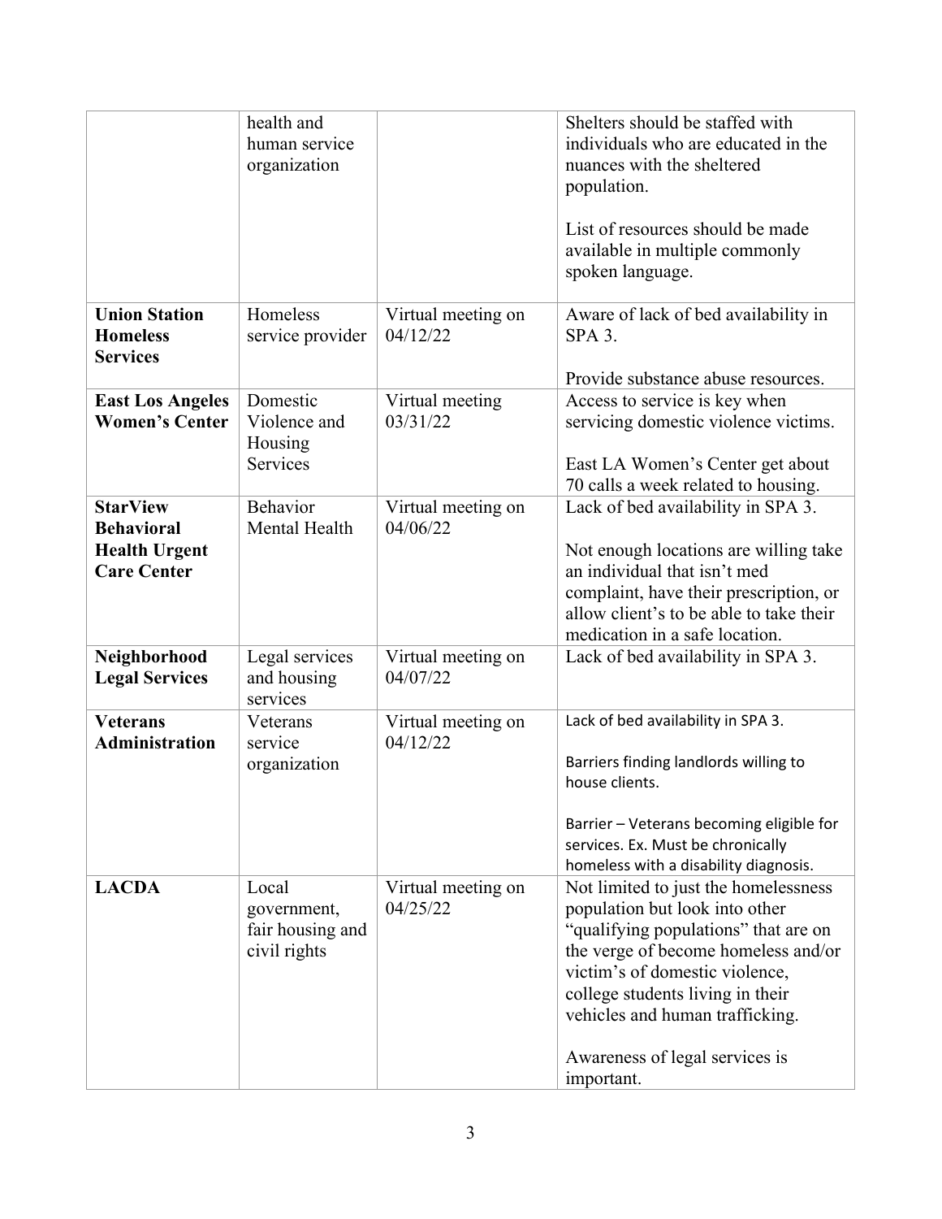|  | health and human service organization |  | Shelters should be staffed with individuals who are educated in the nuances with the sheltered population.<br><br>List of resources should be made available in multiple commonly spoken language. |
|---|---|---|---|
| **Union Station Homeless Services** | Homeless service provider | Virtual meeting on 04/12/22 | Aware of lack of bed availability in SPA 3.<br><br>Provide substance abuse resources. |
| **East Los Angeles Women's Center** | Domestic Violence and Housing Services | Virtual meeting 03/31/22 | Access to service is key when servicing domestic violence victims.<br><br>East LA Women's Center get about 70 calls a week related to housing. |
| **StarView Behavioral Health Urgent Care Center** | Behavior Mental Health | Virtual meeting on 04/06/22 | Lack of bed availability in SPA 3.<br><br>Not enough locations are willing take an individual that isn't med complaint, have their prescription, or allow client's to be able to take their medication in a safe location. |
| **Neighborhood Legal Services** | Legal services and housing services | Virtual meeting on 04/07/22 | Lack of bed availability in SPA 3. |
| **Veterans Administration** | Veterans service organization | Virtual meeting on 04/12/22 | Lack of bed availability in SPA 3.<br><br>Barriers finding landlords willing to house clients.<br><br>Barrier – Veterans becoming eligible for services. Ex. Must be chronically homeless with a disability diagnosis. |
| **LACDA** | Local government, fair housing and civil rights | Virtual meeting on 04/25/22 | Not limited to just the homelessness population but look into other "qualifying populations" that are on the verge of become homeless and/or victim's of domestic violence, college students living in their vehicles and human trafficking.<br><br>Awareness of legal services is important. |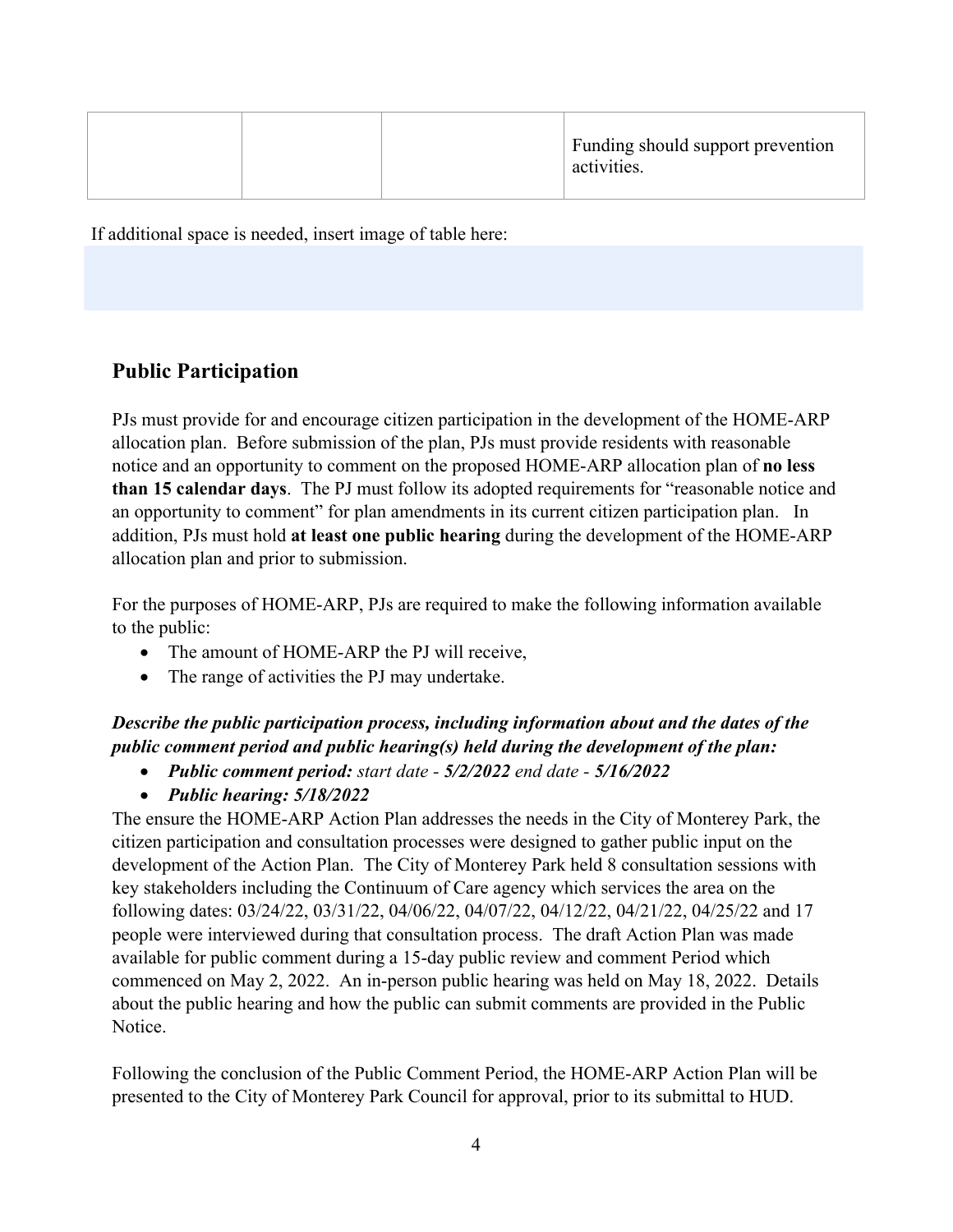| | | | Funding should support prevention activities. |
|---|---|---|---|

If additional space is needed, insert image of table here:

## Public Participation

PJs must provide for and encourage citizen participation in the development of the HOME-ARP allocation plan. Before submission of the plan, PJs must provide residents with reasonable notice and an opportunity to comment on the proposed HOME-ARP allocation plan of **no less than 15 calendar days**. The PJ must follow its adopted requirements for "reasonable notice and an opportunity to comment" for plan amendments in its current citizen participation plan. In addition, PJs must hold **at least one public hearing** during the development of the HOME-ARP allocation plan and prior to submission.

For the purposes of HOME-ARP, PJs are required to make the following information available to the public:

- The amount of HOME-ARP the PJ will receive,
- The range of activities the PJ may undertake.

***Describe the public participation process, including information about and the dates of the public comment period and public hearing(s) held during the development of the plan:***

- ***Public comment period:*** *start date -* ***5/2/2022*** *end date -* ***5/16/2022***
- ***Public hearing: 5/18/2022***

The ensure the HOME-ARP Action Plan addresses the needs in the City of Monterey Park, the citizen participation and consultation processes were designed to gather public input on the development of the Action Plan. The City of Monterey Park held 8 consultation sessions with key stakeholders including the Continuum of Care agency which services the area on the following dates: 03/24/22, 03/31/22, 04/06/22, 04/07/22, 04/12/22, 04/21/22, 04/25/22 and 17 people were interviewed during that consultation process. The draft Action Plan was made available for public comment during a 15-day public review and comment Period which commenced on May 2, 2022. An in-person public hearing was held on May 18, 2022. Details about the public hearing and how the public can submit comments are provided in the Public Notice.

Following the conclusion of the Public Comment Period, the HOME-ARP Action Plan will be presented to the City of Monterey Park Council for approval, prior to its submittal to HUD.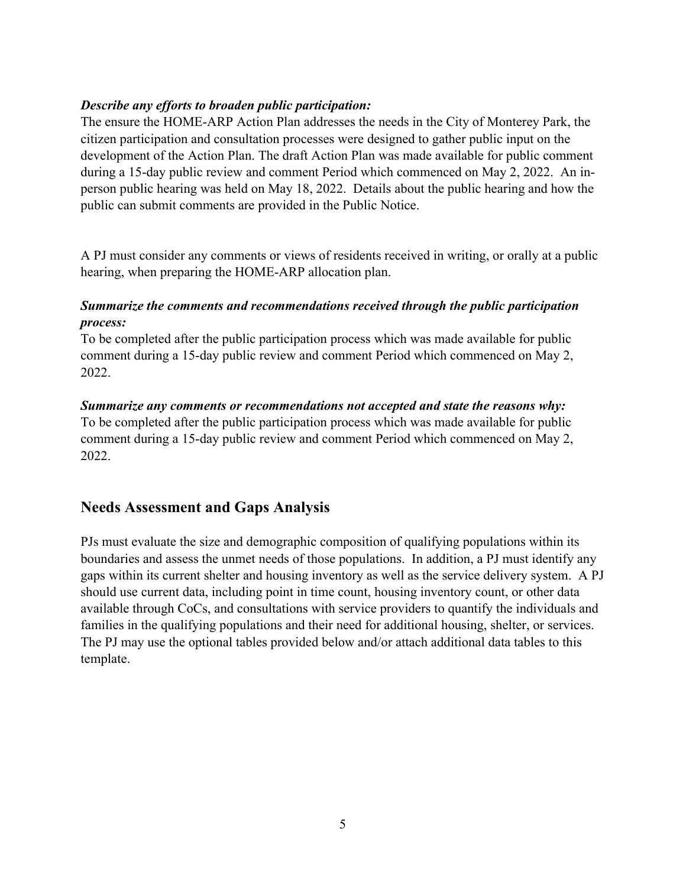***Describe any efforts to broaden public participation:***

The ensure the HOME-ARP Action Plan addresses the needs in the City of Monterey Park, the citizen participation and consultation processes were designed to gather public input on the development of the Action Plan. The draft Action Plan was made available for public comment during a 15-day public review and comment Period which commenced on May 2, 2022. An in-person public hearing was held on May 18, 2022. Details about the public hearing and how the public can submit comments are provided in the Public Notice.

A PJ must consider any comments or views of residents received in writing, or orally at a public hearing, when preparing the HOME-ARP allocation plan.

***Summarize the comments and recommendations received through the public participation process:***

To be completed after the public participation process which was made available for public comment during a 15-day public review and comment Period which commenced on May 2, 2022.

***Summarize any comments or recommendations not accepted and state the reasons why:***

To be completed after the public participation process which was made available for public comment during a 15-day public review and comment Period which commenced on May 2, 2022.

## Needs Assessment and Gaps Analysis

PJs must evaluate the size and demographic composition of qualifying populations within its boundaries and assess the unmet needs of those populations. In addition, a PJ must identify any gaps within its current shelter and housing inventory as well as the service delivery system. A PJ should use current data, including point in time count, housing inventory count, or other data available through CoCs, and consultations with service providers to quantify the individuals and families in the qualifying populations and their need for additional housing, shelter, or services. The PJ may use the optional tables provided below and/or attach additional data tables to this template.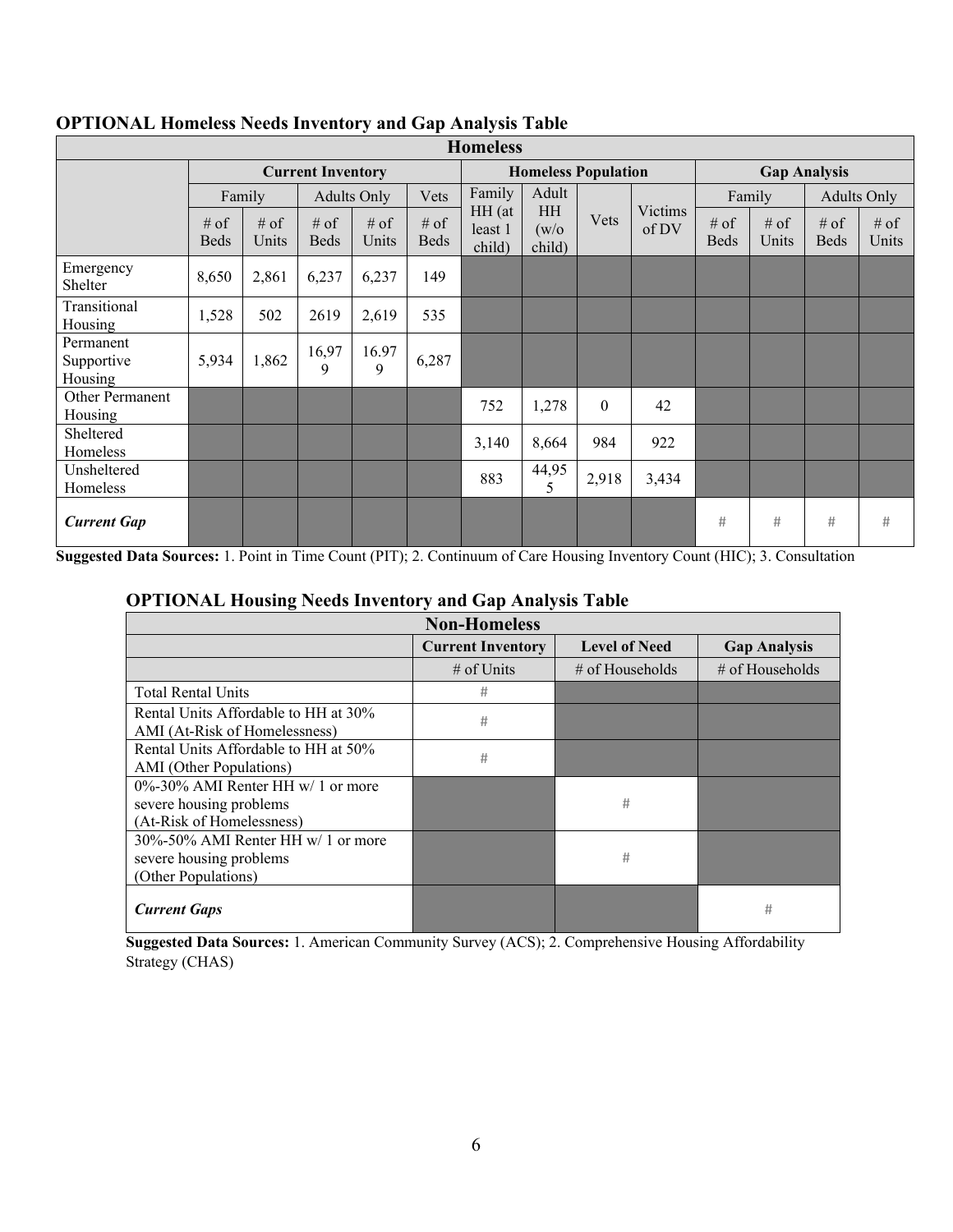## OPTIONAL Homeless Needs Inventory and Gap Analysis Table

| Homeless | | | | | | | | | | | | | |
|---|---|---|---|---|---|---|---|---|---|---|---|---|---|
| | Current Inventory | | | | | Homeless Population | | | | Gap Analysis | | | |
| | Family | | Adults Only | | Vets | Family HH (at least 1 child) | Adult HH (w/o child) | Vets | Victims of DV | Family | | Adults Only | |
| | # of Beds | # of Units | # of Beds | # of Units | # of Beds | | | | | # of Beds | # of Units | # of Beds | # of Units |
| Emergency Shelter | 8,650 | 2,861 | 6,237 | 6,237 | 149 | | | | | | | | |
| Transitional Housing | 1,528 | 502 | 2619 | 2,619 | 535 | | | | | | | | |
| Permanent Supportive Housing | 5,934 | 1,862 | 16,979 | 16.979 | 6,287 | | | | | | | | |
| Other Permanent Housing | | | | | | 752 | 1,278 | 0 | 42 | | | | |
| Sheltered Homeless | | | | | | 3,140 | 8,664 | 984 | 922 | | | | |
| Unsheltered Homeless | | | | | | 883 | 44,955 | 2,918 | 3,434 | | | | |
| ***Current Gap*** | | | | | | | | | | # | # | # | # |

**Suggested Data Sources:** 1. Point in Time Count (PIT); 2. Continuum of Care Housing Inventory Count (HIC); 3. Consultation

## OPTIONAL Housing Needs Inventory and Gap Analysis Table

| Non-Homeless | | | |
|---|---|---|---|
| | Current Inventory | Level of Need | Gap Analysis |
| | # of Units | # of Households | # of Households |
| Total Rental Units | # | | |
| Rental Units Affordable to HH at 30% AMI (At-Risk of Homelessness) | # | | |
| Rental Units Affordable to HH at 50% AMI (Other Populations) | # | | |
| 0%-30% AMI Renter HH w/ 1 or more severe housing problems (At-Risk of Homelessness) | | # | |
| 30%-50% AMI Renter HH w/ 1 or more severe housing problems (Other Populations) | | # | |
| ***Current Gaps*** | | | # |

**Suggested Data Sources:** 1. American Community Survey (ACS); 2. Comprehensive Housing Affordability Strategy (CHAS)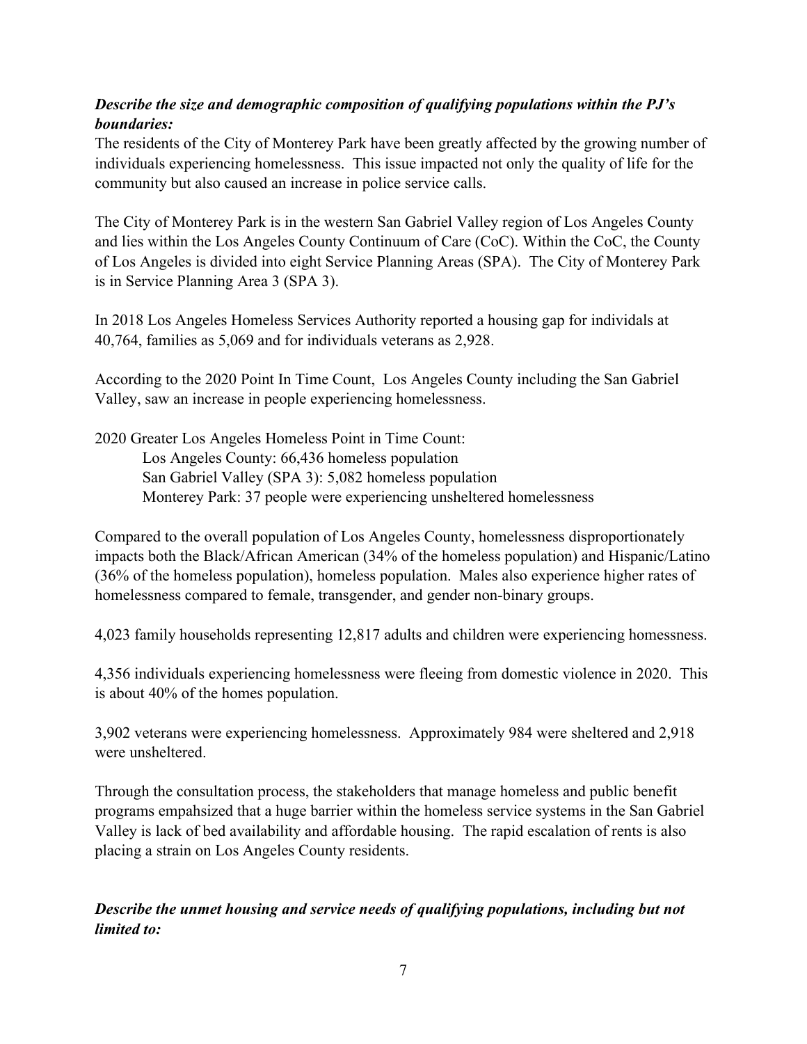***Describe the size and demographic composition of qualifying populations within the PJ's boundaries:***

The residents of the City of Monterey Park have been greatly affected by the growing number of individuals experiencing homelessness. This issue impacted not only the quality of life for the community but also caused an increase in police service calls.

The City of Monterey Park is in the western San Gabriel Valley region of Los Angeles County and lies within the Los Angeles County Continuum of Care (CoC). Within the CoC, the County of Los Angeles is divided into eight Service Planning Areas (SPA). The City of Monterey Park is in Service Planning Area 3 (SPA 3).

In 2018 Los Angeles Homeless Services Authority reported a housing gap for individuals at 40,764, families as 5,069 and for individuals veterans as 2,928.

According to the 2020 Point In Time Count, Los Angeles County including the San Gabriel Valley, saw an increase in people experiencing homelessness.

2020 Greater Los Angeles Homeless Point in Time Count:
Los Angeles County: 66,436 homeless population
San Gabriel Valley (SPA 3): 5,082 homeless population
Monterey Park: 37 people were experiencing unsheltered homelessness

Compared to the overall population of Los Angeles County, homelessness disproportionately impacts both the Black/African American (34% of the homeless population) and Hispanic/Latino (36% of the homeless population), homeless population. Males also experience higher rates of homelessness compared to female, transgender, and gender non-binary groups.

4,023 family households representing 12,817 adults and children were experiencing homessness.

4,356 individuals experiencing homelessness were fleeing from domestic violence in 2020. This is about 40% of the homes population.

3,902 veterans were experiencing homelessness. Approximately 984 were sheltered and 2,918 were unsheltered.

Through the consultation process, the stakeholders that manage homeless and public benefit programs empahsized that a huge barrier within the homeless service systems in the San Gabriel Valley is lack of bed availability and affordable housing. The rapid escalation of rents is also placing a strain on Los Angeles County residents.

***Describe the unmet housing and service needs of qualifying populations, including but not limited to:***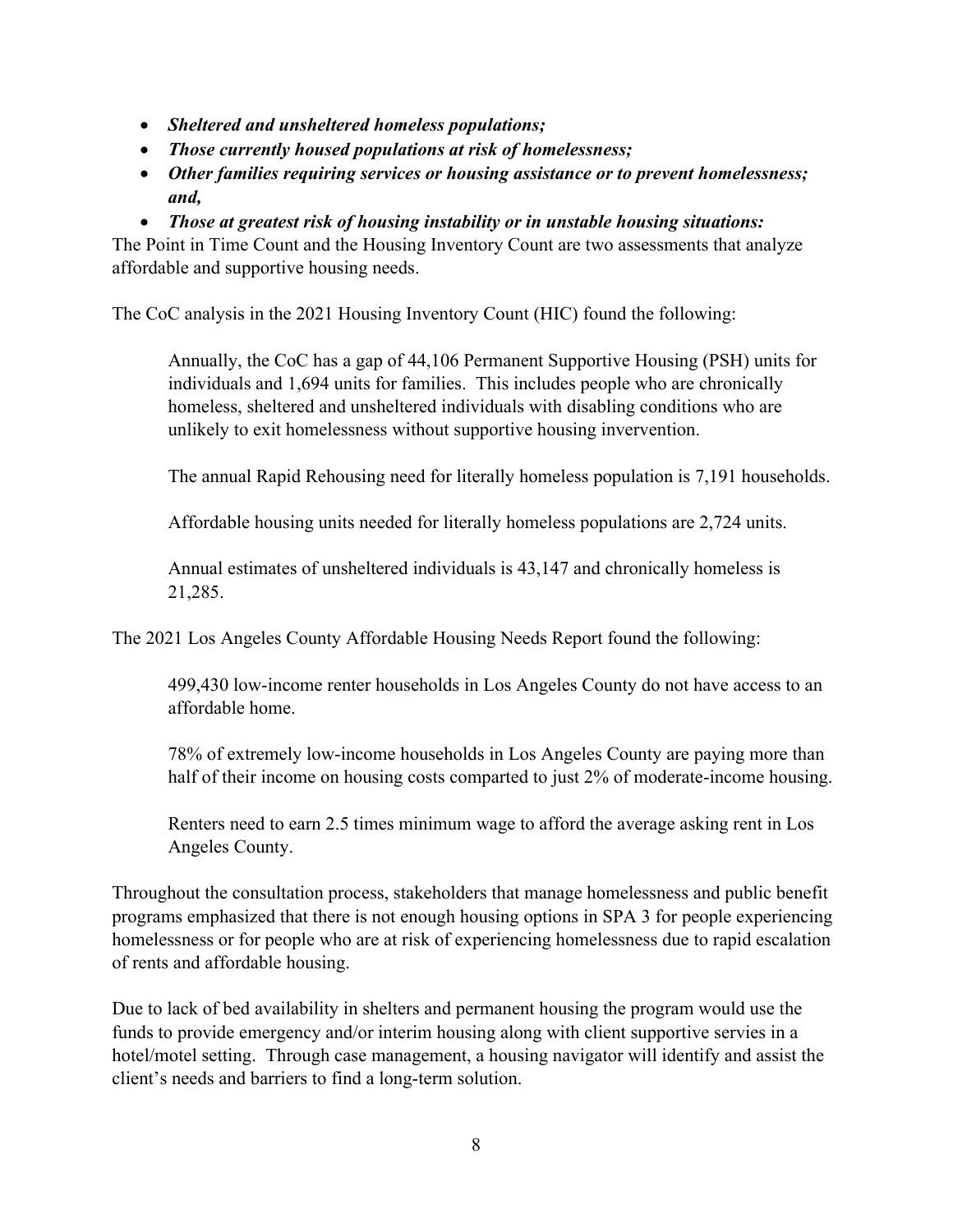- ***Sheltered and unsheltered homeless populations;***
- ***Those currently housed populations at risk of homelessness;***
- ***Other families requiring services or housing assistance or to prevent homelessness; and,***
- ***Those at greatest risk of housing instability or in unstable housing situations:***

The Point in Time Count and the Housing Inventory Count are two assessments that analyze affordable and supportive housing needs.

The CoC analysis in the 2021 Housing Inventory Count (HIC) found the following:

> Annually, the CoC has a gap of 44,106 Permanent Supportive Housing (PSH) units for individuals and 1,694 units for families. This includes people who are chronically homeless, sheltered and unsheltered individuals with disabling conditions who are unlikely to exit homelessness without supportive housing invervention.
>
> The annual Rapid Rehousing need for literally homeless population is 7,191 households.
>
> Affordable housing units needed for literally homeless populations are 2,724 units.
>
> Annual estimates of unsheltered individuals is 43,147 and chronically homeless is 21,285.

The 2021 Los Angeles County Affordable Housing Needs Report found the following:

> 499,430 low-income renter households in Los Angeles County do not have access to an affordable home.
>
> 78% of extremely low-income households in Los Angeles County are paying more than half of their income on housing costs comparted to just 2% of moderate-income housing.
>
> Renters need to earn 2.5 times minimum wage to afford the average asking rent in Los Angeles County.

Throughout the consultation process, stakeholders that manage homelessness and public benefit programs emphasized that there is not enough housing options in SPA 3 for people experiencing homelessness or for people who are at risk of experiencing homelessness due to rapid escalation of rents and affordable housing.

Due to lack of bed availability in shelters and permanent housing the program would use the funds to provide emergency and/or interim housing along with client supportive servies in a hotel/motel setting. Through case management, a housing navigator will identify and assist the client's needs and barriers to find a long-term solution.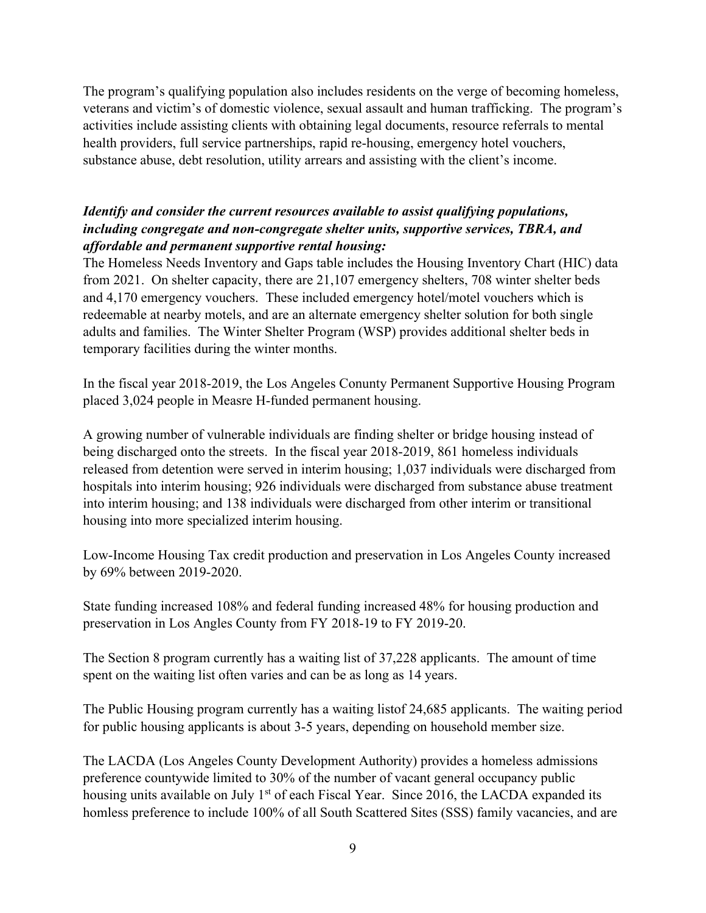The program's qualifying population also includes residents on the verge of becoming homeless, veterans and victim's of domestic violence, sexual assault and human trafficking. The program's activities include assisting clients with obtaining legal documents, resource referrals to mental health providers, full service partnerships, rapid re-housing, emergency hotel vouchers, substance abuse, debt resolution, utility arrears and assisting with the client's income.

***Identify and consider the current resources available to assist qualifying populations, including congregate and non-congregate shelter units, supportive services, TBRA, and affordable and permanent supportive rental housing:***

The Homeless Needs Inventory and Gaps table includes the Housing Inventory Chart (HIC) data from 2021. On shelter capacity, there are 21,107 emergency shelters, 708 winter shelter beds and 4,170 emergency vouchers. These included emergency hotel/motel vouchers which is redeemable at nearby motels, and are an alternate emergency shelter solution for both single adults and families. The Winter Shelter Program (WSP) provides additional shelter beds in temporary facilities during the winter months.

In the fiscal year 2018-2019, the Los Angeles Conunty Permanent Supportive Housing Program placed 3,024 people in Measre H-funded permanent housing.

A growing number of vulnerable individuals are finding shelter or bridge housing instead of being discharged onto the streets. In the fiscal year 2018-2019, 861 homeless individuals released from detention were served in interim housing; 1,037 individuals were discharged from hospitals into interim housing; 926 individuals were discharged from substance abuse treatment into interim housing; and 138 individuals were discharged from other interim or transitional housing into more specialized interim housing.

Low-Income Housing Tax credit production and preservation in Los Angeles County increased by 69% between 2019-2020.

State funding increased 108% and federal funding increased 48% for housing production and preservation in Los Angles County from FY 2018-19 to FY 2019-20.

The Section 8 program currently has a waiting list of 37,228 applicants. The amount of time spent on the waiting list often varies and can be as long as 14 years.

The Public Housing program currently has a waiting listof 24,685 applicants. The waiting period for public housing applicants is about 3-5 years, depending on household member size.

The LACDA (Los Angeles County Development Authority) provides a homeless admissions preference countywide limited to 30% of the number of vacant general occupancy public housing units available on July 1st of each Fiscal Year. Since 2016, the LACDA expanded its homless preference to include 100% of all South Scattered Sites (SSS) family vacancies, and are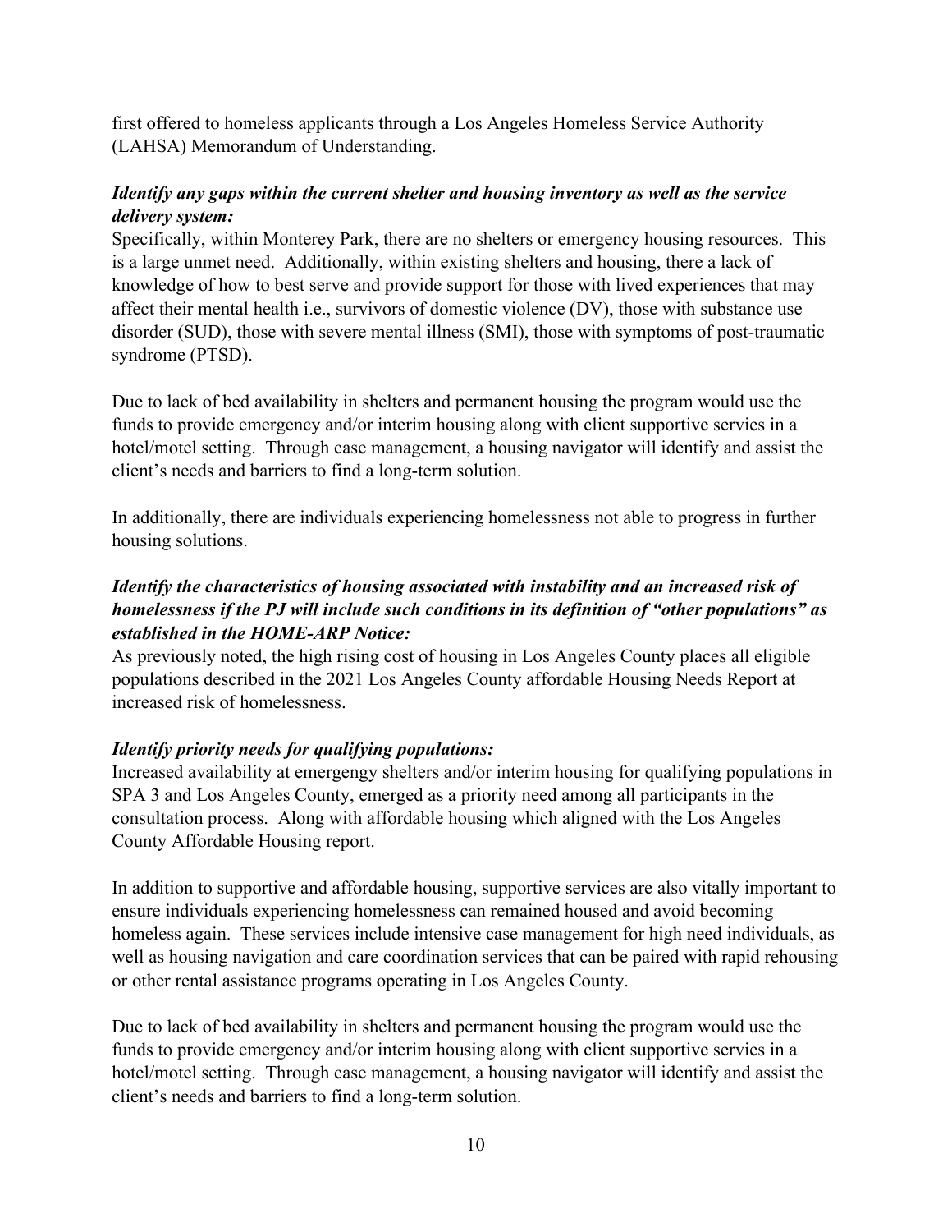first offered to homeless applicants through a Los Angeles Homeless Service Authority (LAHSA) Memorandum of Understanding.

***Identify any gaps within the current shelter and housing inventory as well as the service delivery system:***

Specifically, within Monterey Park, there are no shelters or emergency housing resources. This is a large unmet need. Additionally, within existing shelters and housing, there a lack of knowledge of how to best serve and provide support for those with lived experiences that may affect their mental health i.e., survivors of domestic violence (DV), those with substance use disorder (SUD), those with severe mental illness (SMI), those with symptoms of post-traumatic syndrome (PTSD).

Due to lack of bed availability in shelters and permanent housing the program would use the funds to provide emergency and/or interim housing along with client supportive servies in a hotel/motel setting. Through case management, a housing navigator will identify and assist the client's needs and barriers to find a long-term solution.

In additionally, there are individuals experiencing homelessness not able to progress in further housing solutions.

***Identify the characteristics of housing associated with instability and an increased risk of homelessness if the PJ will include such conditions in its definition of "other populations" as established in the HOME-ARP Notice:***

As previously noted, the high rising cost of housing in Los Angeles County places all eligible populations described in the 2021 Los Angeles County affordable Housing Needs Report at increased risk of homelessness.

***Identify priority needs for qualifying populations:***

Increased availability at emergengy shelters and/or interim housing for qualifying populations in SPA 3 and Los Angeles County, emerged as a priority need among all participants in the consultation process. Along with affordable housing which aligned with the Los Angeles County Affordable Housing report.

In addition to supportive and affordable housing, supportive services are also vitally important to ensure individuals experiencing homelessness can remained housed and avoid becoming homeless again. These services include intensive case management for high need individuals, as well as housing navigation and care coordination services that can be paired with rapid rehousing or other rental assistance programs operating in Los Angeles County.

Due to lack of bed availability in shelters and permanent housing the program would use the funds to provide emergency and/or interim housing along with client supportive servies in a hotel/motel setting. Through case management, a housing navigator will identify and assist the client's needs and barriers to find a long-term solution.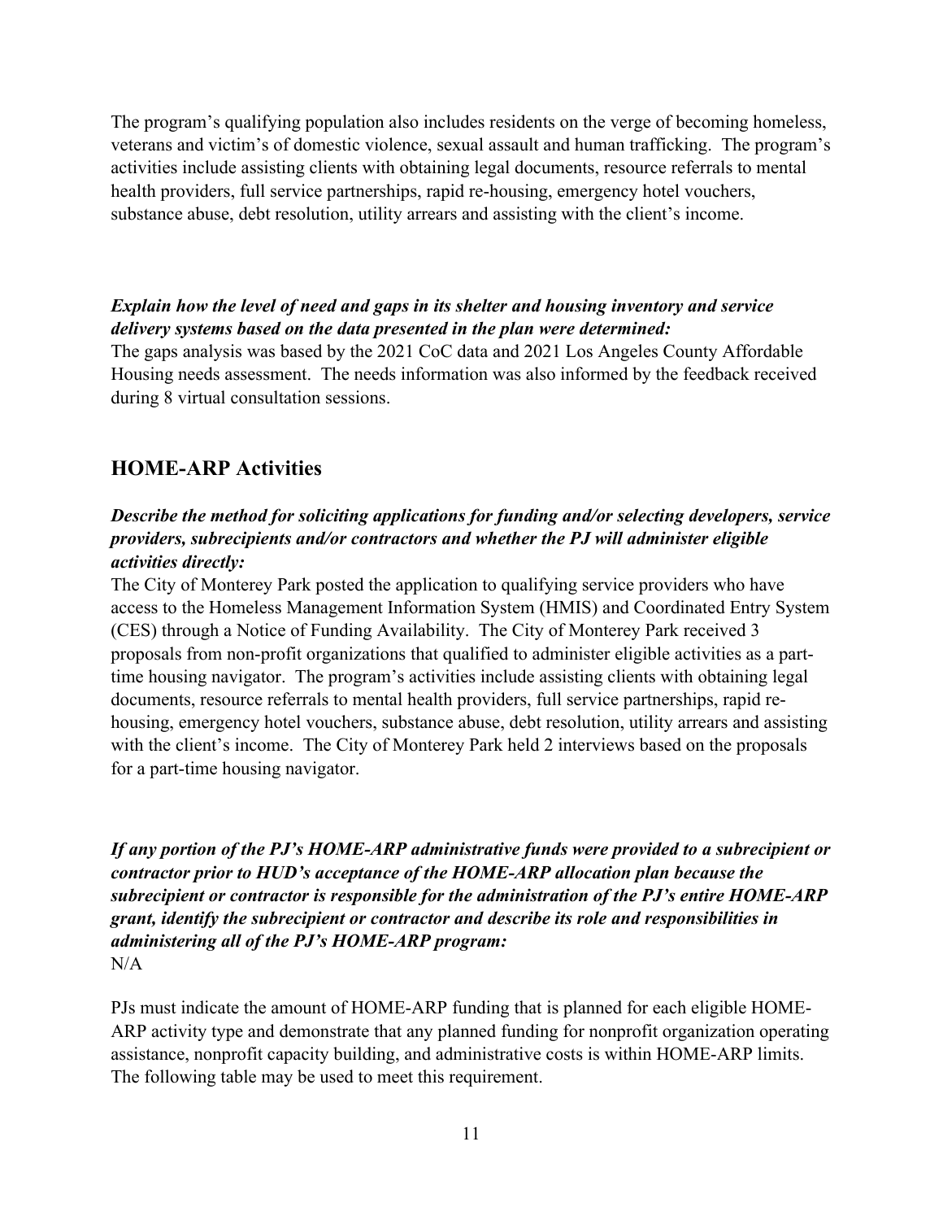The program's qualifying population also includes residents on the verge of becoming homeless, veterans and victim's of domestic violence, sexual assault and human trafficking. The program's activities include assisting clients with obtaining legal documents, resource referrals to mental health providers, full service partnerships, rapid re-housing, emergency hotel vouchers, substance abuse, debt resolution, utility arrears and assisting with the client's income.

***Explain how the level of need and gaps in its shelter and housing inventory and service delivery systems based on the data presented in the plan were determined:***

The gaps analysis was based by the 2021 CoC data and 2021 Los Angeles County Affordable Housing needs assessment. The needs information was also informed by the feedback received during 8 virtual consultation sessions.

## HOME-ARP Activities

***Describe the method for soliciting applications for funding and/or selecting developers, service providers, subrecipients and/or contractors and whether the PJ will administer eligible activities directly:***

The City of Monterey Park posted the application to qualifying service providers who have access to the Homeless Management Information System (HMIS) and Coordinated Entry System (CES) through a Notice of Funding Availability. The City of Monterey Park received 3 proposals from non-profit organizations that qualified to administer eligible activities as a part-time housing navigator. The program's activities include assisting clients with obtaining legal documents, resource referrals to mental health providers, full service partnerships, rapid re-housing, emergency hotel vouchers, substance abuse, debt resolution, utility arrears and assisting with the client's income. The City of Monterey Park held 2 interviews based on the proposals for a part-time housing navigator.

***If any portion of the PJ's HOME-ARP administrative funds were provided to a subrecipient or contractor prior to HUD's acceptance of the HOME-ARP allocation plan because the subrecipient or contractor is responsible for the administration of the PJ's entire HOME-ARP grant, identify the subrecipient or contractor and describe its role and responsibilities in administering all of the PJ's HOME-ARP program:***

N/A

PJs must indicate the amount of HOME-ARP funding that is planned for each eligible HOME-ARP activity type and demonstrate that any planned funding for nonprofit organization operating assistance, nonprofit capacity building, and administrative costs is within HOME-ARP limits. The following table may be used to meet this requirement.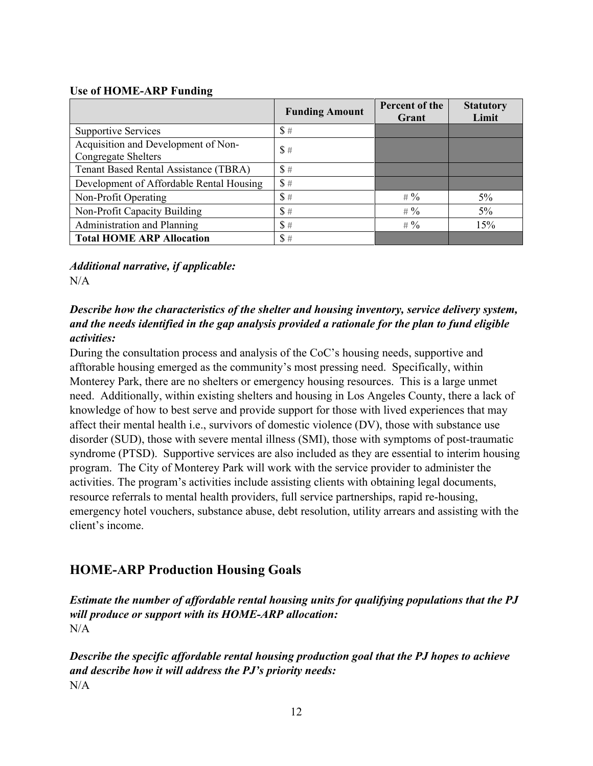**Use of HOME-ARP Funding**

| | Funding Amount | Percent of the Grant | Statutory Limit |
|---|---|---|---|
| Supportive Services | $ # | | |
| Acquisition and Development of Non-Congregate Shelters | $ # | | |
| Tenant Based Rental Assistance (TBRA) | $ # | | |
| Development of Affordable Rental Housing | $ # | | |
| Non-Profit Operating | $ # | # % | 5% |
| Non-Profit Capacity Building | $ # | # % | 5% |
| Administration and Planning | $ # | # % | 15% |
| **Total HOME ARP Allocation** | $ # | | |

***Additional narrative, if applicable:***
N/A

***Describe how the characteristics of the shelter and housing inventory, service delivery system, and the needs identified in the gap analysis provided a rationale for the plan to fund eligible activities:***

During the consultation process and analysis of the CoC's housing needs, supportive and afftorable housing emerged as the community's most pressing need. Specifically, within Monterey Park, there are no shelters or emergency housing resources. This is a large unmet need. Additionally, within existing shelters and housing in Los Angeles County, there a lack of knowledge of how to best serve and provide support for those with lived experiences that may affect their mental health i.e., survivors of domestic violence (DV), those with substance use disorder (SUD), those with severe mental illness (SMI), those with symptoms of post-traumatic syndrome (PTSD). Supportive services are also included as they are essential to interim housing program. The City of Monterey Park will work with the service provider to administer the activities. The program's activities include assisting clients with obtaining legal documents, resource referrals to mental health providers, full service partnerships, rapid re-housing, emergency hotel vouchers, substance abuse, debt resolution, utility arrears and assisting with the client's income.

## HOME-ARP Production Housing Goals

***Estimate the number of affordable rental housing units for qualifying populations that the PJ will produce or support with its HOME-ARP allocation:***
N/A

***Describe the specific affordable rental housing production goal that the PJ hopes to achieve and describe how it will address the PJ's priority needs:***
N/A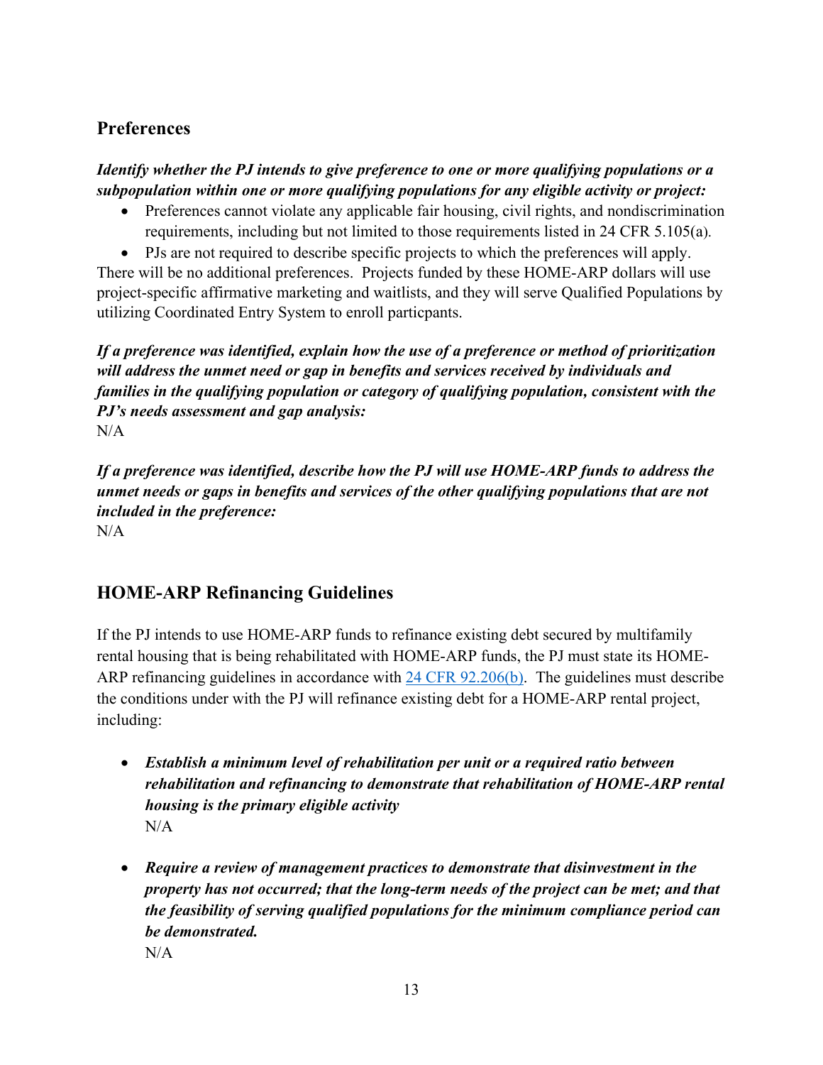## Preferences

***Identify whether the PJ intends to give preference to one or more qualifying populations or a subpopulation within one or more qualifying populations for any eligible activity or project:***

- Preferences cannot violate any applicable fair housing, civil rights, and nondiscrimination requirements, including but not limited to those requirements listed in 24 CFR 5.105(a).
- PJs are not required to describe specific projects to which the preferences will apply.

There will be no additional preferences. Projects funded by these HOME-ARP dollars will use project-specific affirmative marketing and waitlists, and they will serve Qualified Populations by utilizing Coordinated Entry System to enroll particpants.

***If a preference was identified, explain how the use of a preference or method of prioritization will address the unmet need or gap in benefits and services received by individuals and families in the qualifying population or category of qualifying population, consistent with the PJ's needs assessment and gap analysis:***
N/A

***If a preference was identified, describe how the PJ will use HOME-ARP funds to address the unmet needs or gaps in benefits and services of the other qualifying populations that are not included in the preference:***
N/A

## HOME-ARP Refinancing Guidelines

If the PJ intends to use HOME-ARP funds to refinance existing debt secured by multifamily rental housing that is being rehabilitated with HOME-ARP funds, the PJ must state its HOME-ARP refinancing guidelines in accordance with [24 CFR 92.206(b)](). The guidelines must describe the conditions under with the PJ will refinance existing debt for a HOME-ARP rental project, including:

- ***Establish a minimum level of rehabilitation per unit or a required ratio between rehabilitation and refinancing to demonstrate that rehabilitation of HOME-ARP rental housing is the primary eligible activity***
  N/A
- ***Require a review of management practices to demonstrate that disinvestment in the property has not occurred; that the long-term needs of the project can be met; and that the feasibility of serving qualified populations for the minimum compliance period can be demonstrated.***
  N/A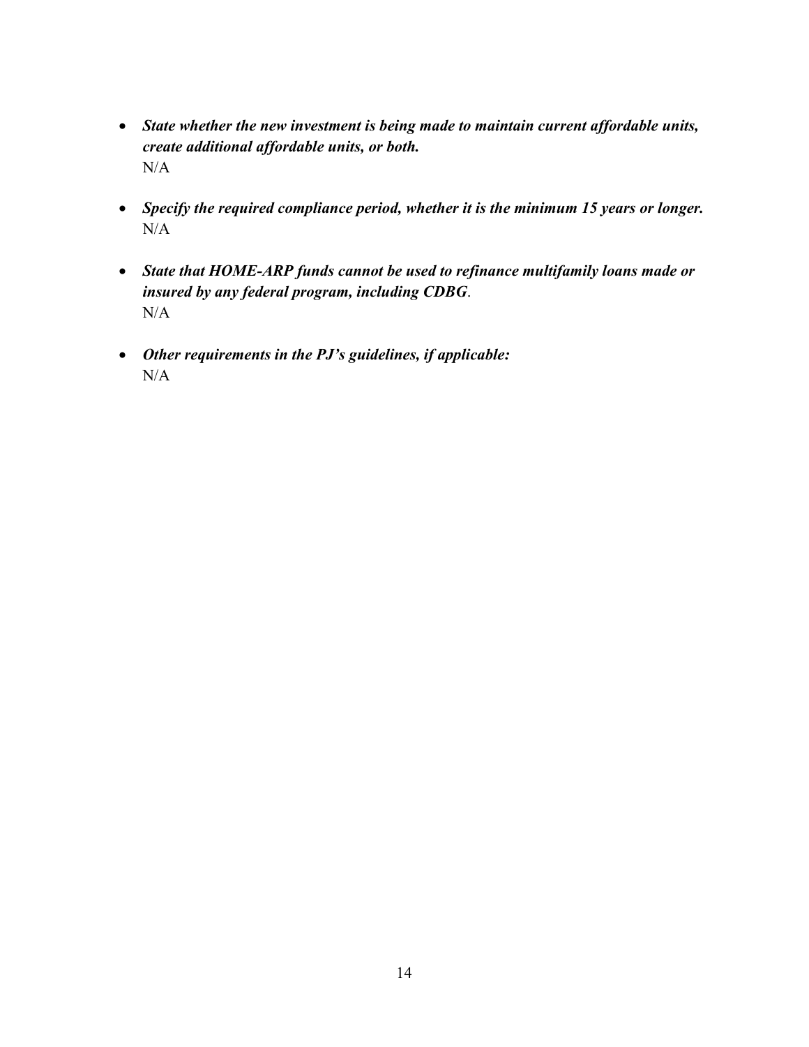- ***State whether the new investment is being made to maintain current affordable units, create additional affordable units, or both.***
  N/A

- ***Specify the required compliance period, whether it is the minimum 15 years or longer.***
  N/A

- ***State that HOME-ARP funds cannot be used to refinance multifamily loans made or insured by any federal program, including CDBG***.
  N/A

- ***Other requirements in the PJ's guidelines, if applicable:***
  N/A